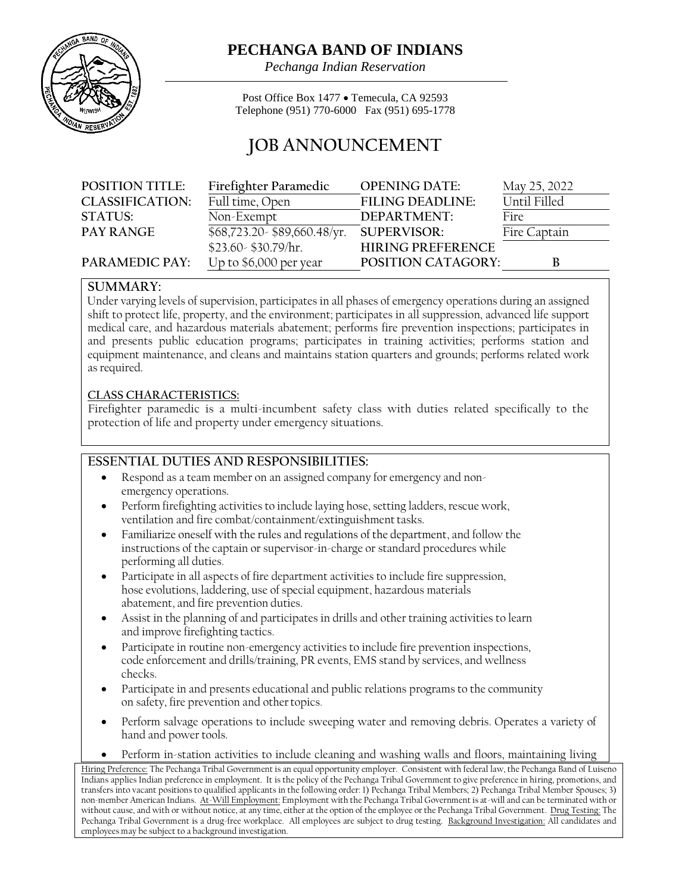# PECHANGA BAND OF INDIANS

*Pechanga Indian Reservation*

Post Office Box 1477 • Temecula, CA 92593
Telephone (951) 770-6000 Fax (951) 695-1778

## JOB ANNOUNCEMENT

| | | | |
|---|---|---|---|
| **POSITION TITLE:** | **Firefighter Paramedic** | **OPENING DATE:** | May 25, 2022 |
| **CLASSIFICATION:** | Full time, Open | **FILING DEADLINE:** | Until Filled |
| **STATUS:** | Non-Exempt | **DEPARTMENT:** | Fire |
| **PAY RANGE** | $68,723.20- $89,660.48/yr. | **SUPERVISOR:** | Fire Captain |
| | $23.60- $30.79/hr. | **HIRING PREFERENCE** | |
| **PARAMEDIC PAY:** | Up to $6,000 per year | **POSITION CATAGORY:** | B |

### SUMMARY:

Under varying levels of supervision, participates in all phases of emergency operations during an assigned shift to protect life, property, and the environment; participates in all suppression, advanced life support medical care, and hazardous materials abatement; performs fire prevention inspections; participates in and presents public education programs; participates in training activities; performs station and equipment maintenance, and cleans and maintains station quarters and grounds; performs related work as required.

**CLASS CHARACTERISTICS:**

Firefighter paramedic is a multi-incumbent safety class with duties related specifically to the protection of life and property under emergency situations.

### ESSENTIAL DUTIES AND RESPONSIBILITIES:

- Respond as a team member on an assigned company for emergency and non-emergency operations.
- Perform firefighting activities to include laying hose, setting ladders, rescue work, ventilation and fire combat/containment/extinguishment tasks.
- Familiarize oneself with the rules and regulations of the department, and follow the instructions of the captain or supervisor-in-charge or standard procedures while performing all duties.
- Participate in all aspects of fire department activities to include fire suppression, hose evolutions, laddering, use of special equipment, hazardous materials abatement, and fire prevention duties.
- Assist in the planning of and participates in drills and other training activities to learn and improve firefighting tactics.
- Participate in routine non-emergency activities to include fire prevention inspections, code enforcement and drills/training, PR events, EMS stand by services, and wellness checks.
- Participate in and presents educational and public relations programs to the community on safety, fire prevention and other topics.
- Perform salvage operations to include sweeping water and removing debris. Operates a variety of hand and power tools.
- Perform in-station activities to include cleaning and washing walls and floors, maintaining living

Hiring Preference: The Pechanga Tribal Government is an equal opportunity employer. Consistent with federal law, the Pechanga Band of Luiseno Indians applies Indian preference in employment. It is the policy of the Pechanga Tribal Government to give preference in hiring, promotions, and transfers into vacant positions to qualified applicants in the following order: 1) Pechanga Tribal Members; 2) Pechanga Tribal Member Spouses; 3) non-member American Indians. At-Will Employment: Employment with the Pechanga Tribal Government is at-will and can be terminated with or without cause, and with or without notice, at any time, either at the option of the employee or the Pechanga Tribal Government. Drug Testing: The Pechanga Tribal Government is a drug-free workplace. All employees are subject to drug testing. Background Investigation: All candidates and employees may be subject to a background investigation.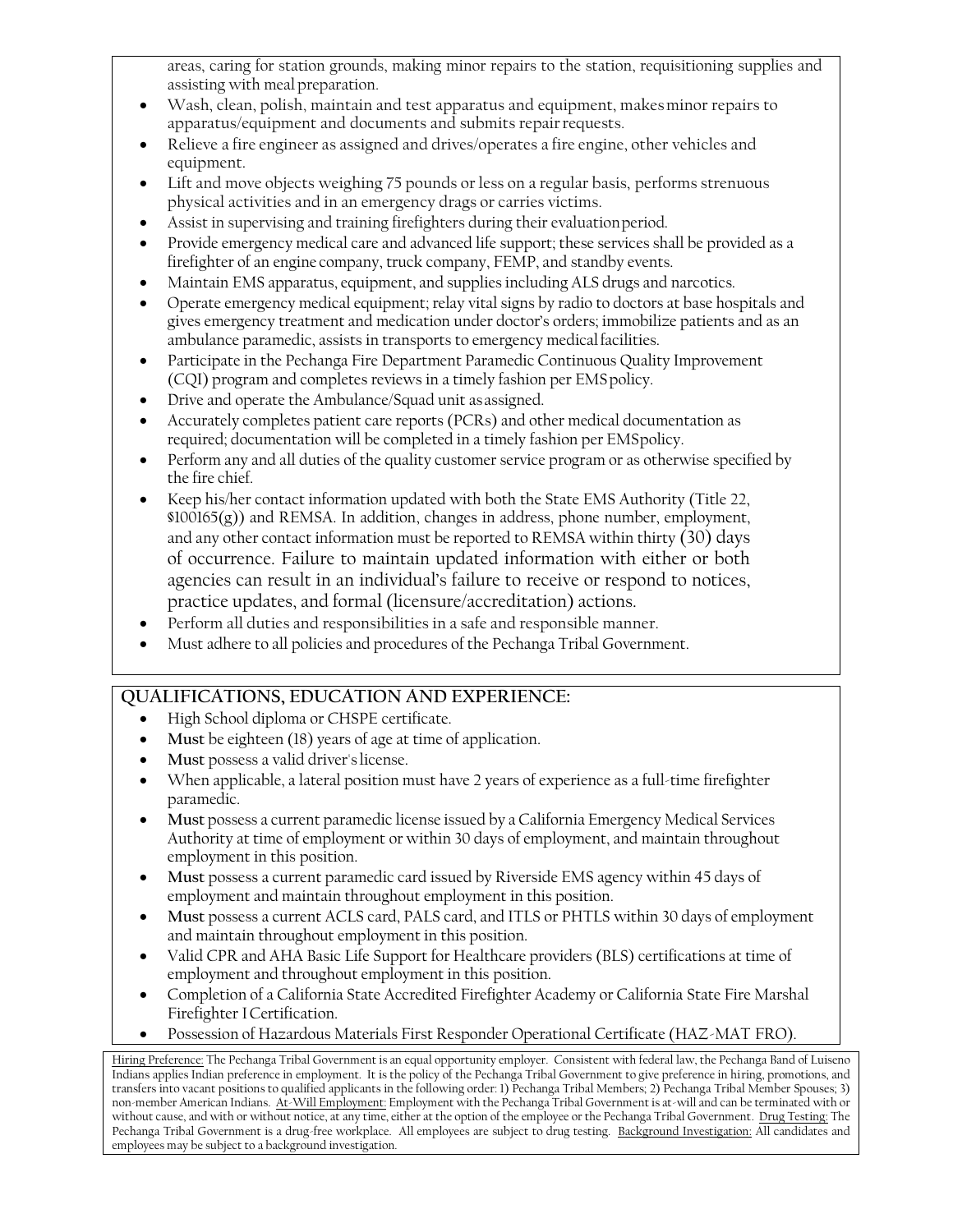areas, caring for station grounds, making minor repairs to the station, requisitioning supplies and assisting with meal preparation.

- Wash, clean, polish, maintain and test apparatus and equipment, makes minor repairs to apparatus/equipment and documents and submits repair requests.
- Relieve a fire engineer as assigned and drives/operates a fire engine, other vehicles and equipment.
- Lift and move objects weighing 75 pounds or less on a regular basis, performs strenuous physical activities and in an emergency drags or carries victims.
- Assist in supervising and training firefighters during their evaluation period.
- Provide emergency medical care and advanced life support; these services shall be provided as a firefighter of an engine company, truck company, FEMP, and standby events.
- Maintain EMS apparatus, equipment, and supplies including ALS drugs and narcotics.
- Operate emergency medical equipment; relay vital signs by radio to doctors at base hospitals and gives emergency treatment and medication under doctor's orders; immobilize patients and as an ambulance paramedic, assists in transports to emergency medical facilities.
- Participate in the Pechanga Fire Department Paramedic Continuous Quality Improvement (CQI) program and completes reviews in a timely fashion per EMS policy.
- Drive and operate the Ambulance/Squad unit as assigned.
- Accurately completes patient care reports (PCRs) and other medical documentation as required; documentation will be completed in a timely fashion per EMS policy.
- Perform any and all duties of the quality customer service program or as otherwise specified by the fire chief.
- Keep his/her contact information updated with both the State EMS Authority (Title 22, §100165(g)) and REMSA. In addition, changes in address, phone number, employment, and any other contact information must be reported to REMSA within thirty (30) days of occurrence. Failure to maintain updated information with either or both agencies can result in an individual's failure to receive or respond to notices, practice updates, and formal (licensure/accreditation) actions.
- Perform all duties and responsibilities in a safe and responsible manner.
- Must adhere to all policies and procedures of the Pechanga Tribal Government.

## QUALIFICATIONS, EDUCATION AND EXPERIENCE:

- High School diploma or CHSPE certificate.
- **Must** be eighteen (18) years of age at time of application.
- **Must** possess a valid driver's license.
- When applicable, a lateral position must have 2 years of experience as a full-time firefighter paramedic.
- **Must** possess a current paramedic license issued by a California Emergency Medical Services Authority at time of employment or within 30 days of employment, and maintain throughout employment in this position.
- **Must** possess a current paramedic card issued by Riverside EMS agency within 45 days of employment and maintain throughout employment in this position.
- **Must** possess a current ACLS card, PALS card, and ITLS or PHTLS within 30 days of employment and maintain throughout employment in this position.
- Valid CPR and AHA Basic Life Support for Healthcare providers (BLS) certifications at time of employment and throughout employment in this position.
- Completion of a California State Accredited Firefighter Academy or California State Fire Marshal Firefighter I Certification.
- Possession of Hazardous Materials First Responder Operational Certificate (HAZ-MAT FRO).

Hiring Preference: The Pechanga Tribal Government is an equal opportunity employer. Consistent with federal law, the Pechanga Band of Luiseno Indians applies Indian preference in employment. It is the policy of the Pechanga Tribal Government to give preference in hiring, promotions, and transfers into vacant positions to qualified applicants in the following order: 1) Pechanga Tribal Members; 2) Pechanga Tribal Member Spouses; 3) non-member American Indians. At-Will Employment: Employment with the Pechanga Tribal Government is at-will and can be terminated with or without cause, and with or without notice, at any time, either at the option of the employee or the Pechanga Tribal Government. Drug Testing: The Pechanga Tribal Government is a drug-free workplace. All employees are subject to drug testing. Background Investigation: All candidates and employees may be subject to a background investigation.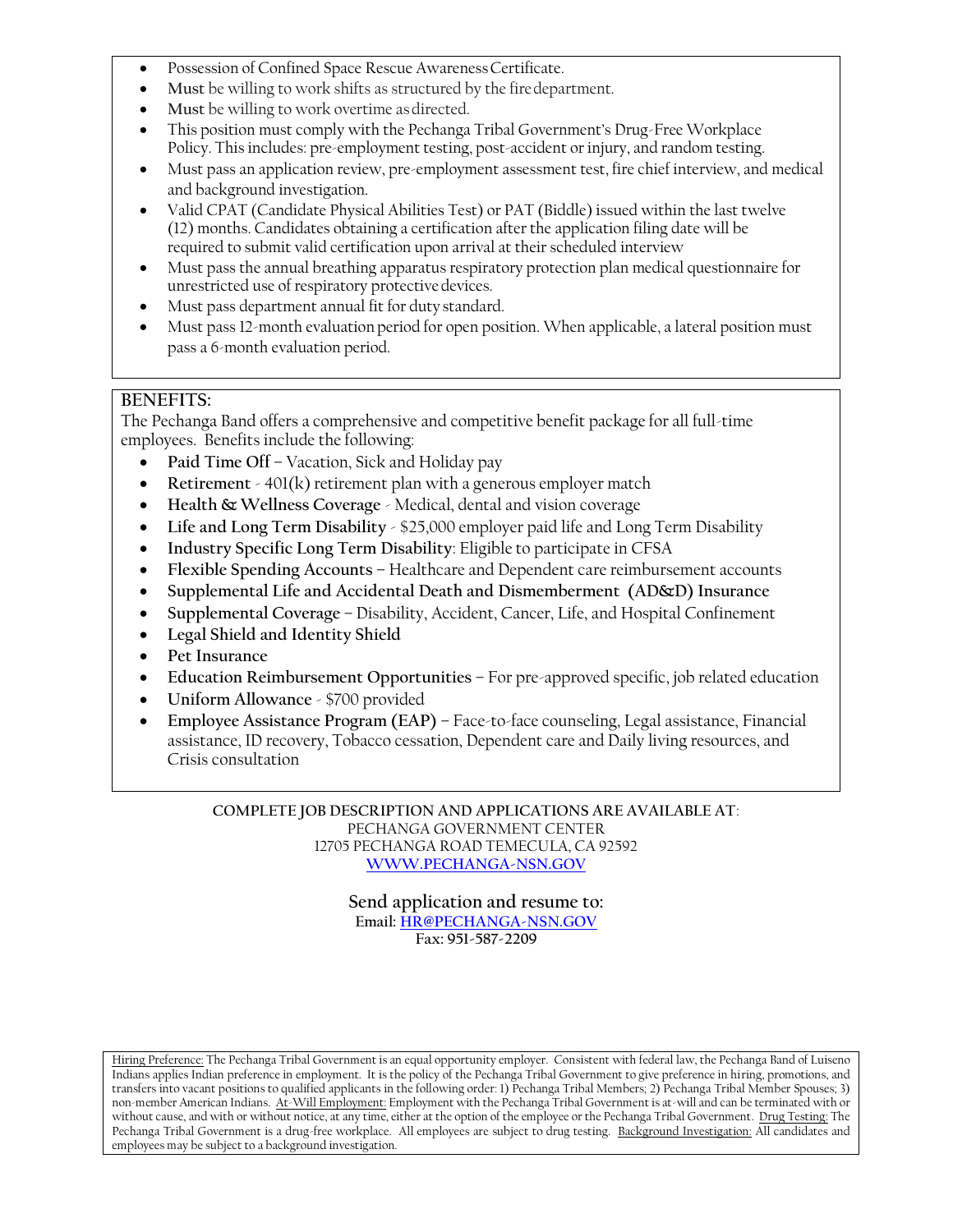- Possession of Confined Space Rescue Awareness Certificate.
- **Must** be willing to work shifts as structured by the fire department.
- **Must** be willing to work overtime as directed.
- This position must comply with the Pechanga Tribal Government's Drug-Free Workplace Policy. This includes: pre-employment testing, post-accident or injury, and random testing.
- Must pass an application review, pre-employment assessment test, fire chief interview, and medical and background investigation.
- Valid CPAT (Candidate Physical Abilities Test) or PAT (Biddle) issued within the last twelve (12) months. Candidates obtaining a certification after the application filing date will be required to submit valid certification upon arrival at their scheduled interview
- Must pass the annual breathing apparatus respiratory protection plan medical questionnaire for unrestricted use of respiratory protective devices.
- Must pass department annual fit for duty standard.
- Must pass 12-month evaluation period for open position. When applicable, a lateral position must pass a 6-month evaluation period.

**BENEFITS:**

The Pechanga Band offers a comprehensive and competitive benefit package for all full-time employees. Benefits include the following:

- **Paid Time Off** – Vacation, Sick and Holiday pay
- **Retirement** - 401(k) retirement plan with a generous employer match
- **Health & Wellness Coverage** - Medical, dental and vision coverage
- **Life and Long Term Disability** - $25,000 employer paid life and Long Term Disability
- **Industry Specific Long Term Disability**: Eligible to participate in CFSA
- **Flexible Spending Accounts** – Healthcare and Dependent care reimbursement accounts
- **Supplemental Life and Accidental Death and Dismemberment (AD&D) Insurance**
- **Supplemental Coverage** – Disability, Accident, Cancer, Life, and Hospital Confinement
- **Legal Shield and Identity Shield**
- **Pet Insurance**
- **Education Reimbursement Opportunities** – For pre-approved specific, job related education
- **Uniform Allowance** - $700 provided
- **Employee Assistance Program (EAP)** – Face-to-face counseling, Legal assistance, Financial assistance, ID recovery, Tobacco cessation, Dependent care and Daily living resources, and Crisis consultation

**COMPLETE JOB DESCRIPTION AND APPLICATIONS ARE AVAILABLE AT**:
PECHANGA GOVERNMENT CENTER
12705 PECHANGA ROAD TEMECULA, CA 92592
WWW.PECHANGA-NSN.GOV

**Send application and resume to:**
**Email: HR@PECHANGA-NSN.GOV**
**Fax: 951-587-2209**

Hiring Preference: The Pechanga Tribal Government is an equal opportunity employer. Consistent with federal law, the Pechanga Band of Luiseno Indians applies Indian preference in employment. It is the policy of the Pechanga Tribal Government to give preference in hiring, promotions, and transfers into vacant positions to qualified applicants in the following order: 1) Pechanga Tribal Members; 2) Pechanga Tribal Member Spouses; 3) non-member American Indians. At-Will Employment: Employment with the Pechanga Tribal Government is at-will and can be terminated with or without cause, and with or without notice, at any time, either at the option of the employee or the Pechanga Tribal Government. Drug Testing: The Pechanga Tribal Government is a drug-free workplace. All employees are subject to drug testing. Background Investigation: All candidates and employees may be subject to a background investigation.